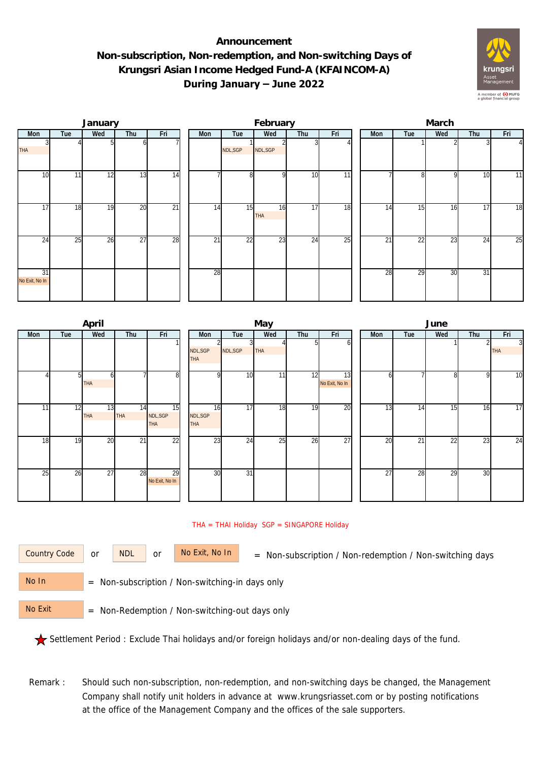# Announcement

## Non-subscription, Non-redemption, and Non-switching Days of Krungsri Asian Income Hedged Fund-A (KFAINCOM-A) During January – June 2022

### January

| Mon | Tue | Wed | Thu | Fri |
|---|---|---|---|---|
| 3 THA | 4 | 5 | 6 | 7 |
| 10 | 11 | 12 | 13 | 14 |
| 17 | 18 | 19 | 20 | 21 |
| 24 | 25 | 26 | 27 | 28 |
| 31 No Exit, No In | | | | |

### February

| Mon | Tue | Wed | Thu | Fri |
|---|---|---|---|---|
| | 1 NDL,SGP | 2 NDL,SGP | 3 | 4 |
| 7 | 8 | 9 | 10 | 11 |
| 14 | 15 | 16 THA | 17 | 18 |
| 21 | 22 | 23 | 24 | 25 |
| 28 | | | | |

### March

| Mon | Tue | Wed | Thu | Fri |
|---|---|---|---|---|
| | 1 | 2 | 3 | 4 |
| 7 | 8 | 9 | 10 | 11 |
| 14 | 15 | 16 | 17 | 18 |
| 21 | 22 | 23 | 24 | 25 |
| 28 | 29 | 30 | 31 | |

### April

| Mon | Tue | Wed | Thu | Fri |
|---|---|---|---|---|
| | | | | 1 |
| 4 | 5 | 6 THA | 7 | 8 |
| 11 | 12 | 13 THA | 14 THA | 15 NDL,SGP THA |
| 18 | 19 | 20 | 21 | 22 |
| 25 | 26 | 27 | 28 | 29 No Exit, No In |

### May

| Mon | Tue | Wed | Thu | Fri |
|---|---|---|---|---|
| 2 NDL,SGP THA | 3 NDL,SGP | 4 THA | 5 | 6 |
| 9 | 10 | 11 | 12 | 13 No Exit, No In |
| 16 NDL,SGP THA | 17 | 18 | 19 | 20 |
| 23 | 24 | 25 | 26 | 27 |
| 30 | 31 | | | |

### June

| Mon | Tue | Wed | Thu | Fri |
|---|---|---|---|---|
| | | 1 | 2 | 3 THA |
| 6 | 7 | 8 | 9 | 10 |
| 13 | 14 | 15 | 16 | 17 |
| 20 | 21 | 22 | 23 | 24 |
| 27 | 28 | 29 | 30 | |

THA = THAI Holiday SGP = SINGAPORE Holiday

Country Code or NDL or No Exit, No In = Non-subscription / Non-redemption / Non-switching days

No In = Non-subscription / Non-switching-in days only

No Exit = Non-Redemption / Non-switching-out days only

★ Settlement Period : Exclude Thai holidays and/or foreign holidays and/or non-dealing days of the fund.

Remark : Should such non-subscription, non-redemption, and non-switching days be changed, the Management Company shall notify unit holders in advance at www.krungsriasset.com or by posting notifications at the office of the Management Company and the offices of the sale supporters.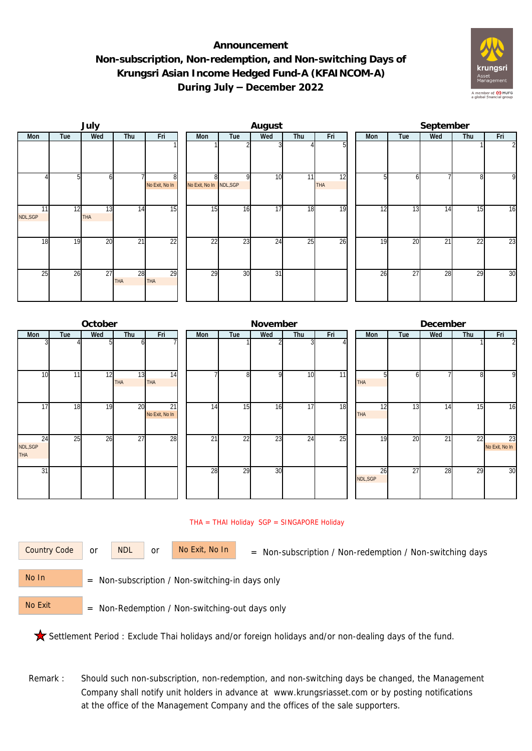**Announcement**
**Non-subscription, Non-redemption, and Non-switching Days of Krungsri Asian Income Hedged Fund-A (KFAINCOM-A) During July – December 2022**

**July**

| Mon | Tue | Wed | Thu | Fri |
|---|---|---|---|---|
| | | | | 1 |
| 4 | 5 | 6 | 7 | 8 No Exit, No In |
| 11 NDL,SGP | 12 | 13 THA | 14 | 15 |
| 18 | 19 | 20 | 21 | 22 |
| 25 | 26 | 27 | 28 THA | 29 THA |

**August**

| Mon | Tue | Wed | Thu | Fri |
|---|---|---|---|---|
| 1 | 2 | 3 | 4 | 5 |
| 8 No Exit, No In | 9 NDL,SGP | 10 | 11 | 12 THA |
| 15 | 16 | 17 | 18 | 19 |
| 22 | 23 | 24 | 25 | 26 |
| 29 | 30 | 31 | | |

**September**

| Mon | Tue | Wed | Thu | Fri |
|---|---|---|---|---|
| | | | 1 | 2 |
| 5 | 6 | 7 | 8 | 9 |
| 12 | 13 | 14 | 15 | 16 |
| 19 | 20 | 21 | 22 | 23 |
| 26 | 27 | 28 | 29 | 30 |

**October**

| Mon | Tue | Wed | Thu | Fri |
|---|---|---|---|---|
| 3 | 4 | 5 | 6 | 7 |
| 10 | 11 | 12 | 13 THA | 14 THA |
| 17 | 18 | 19 | 20 | 21 No Exit, No In |
| 24 NDL,SGP THA | 25 | 26 | 27 | 28 |
| 31 | | | | |

**November**

| Mon | Tue | Wed | Thu | Fri |
|---|---|---|---|---|
| | 1 | 2 | 3 | 4 |
| 7 | 8 | 9 | 10 | 11 |
| 14 | 15 | 16 | 17 | 18 |
| 21 | 22 | 23 | 24 | 25 |
| 28 | 29 | 30 | | |

**December**

| Mon | Tue | Wed | Thu | Fri |
|---|---|---|---|---|
| | | | 1 | 2 |
| 5 THA | 6 | 7 | 8 | 9 |
| 12 THA | 13 | 14 | 15 | 16 |
| 19 | 20 | 21 | 22 | 23 No Exit, No In |
| 26 NDL,SGP | 27 | 28 | 29 | 30 |

THA = THAI Holiday SGP = SINGAPORE Holiday

Country Code or NDL or No Exit, No In = Non-subscription / Non-redemption / Non-switching days

No In = Non-subscription / Non-switching-in days only

No Exit = Non-Redemption / Non-switching-out days only

★ Settlement Period : Exclude Thai holidays and/or foreign holidays and/or non-dealing days of the fund.

Remark : Should such non-subscription, non-redemption, and non-switching days be changed, the Management Company shall notify unit holders in advance at www.krungsriasset.com or by posting notifications at the office of the Management Company and the offices of the sale supporters.